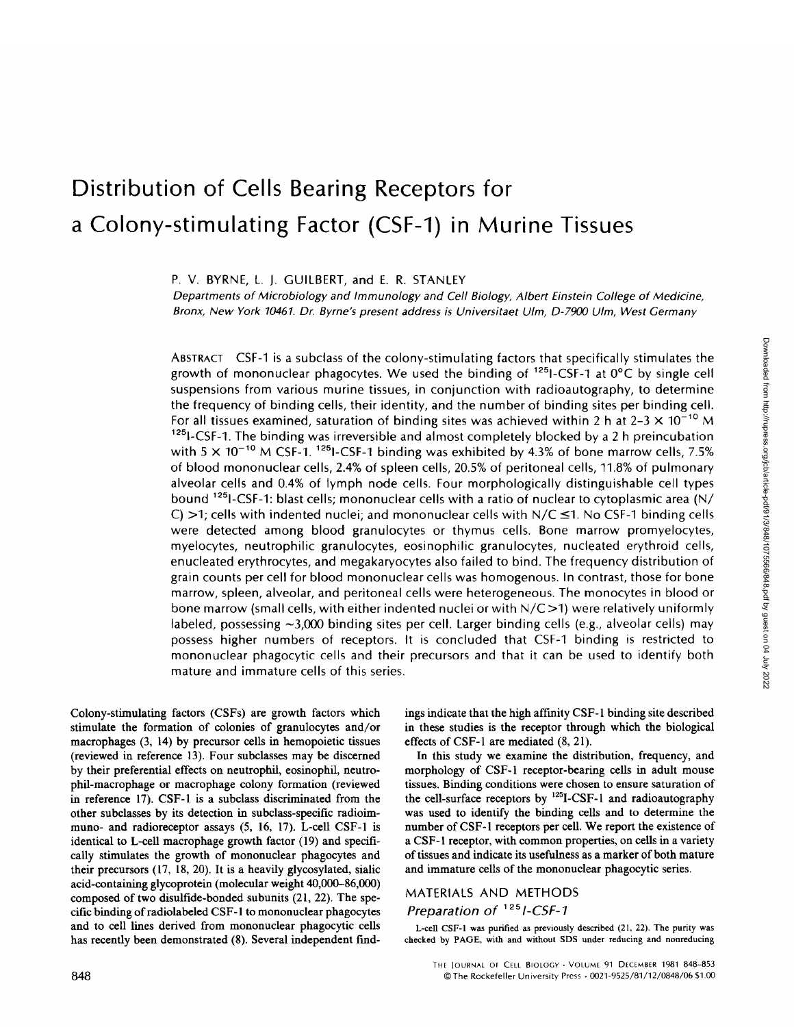# Distribution of Cells Bearing Receptors for a Colony-stimulating Factor (CSF-1) in Murine Tissues

P. V. BYRNE, L. J. GUILBERT, and E. R. STANLEY

*Departments of Microbiology and Immunology and Cell Biology, Albert Einstein College of Medicine, Bronx, New York 10461. Dr. Byrne's present address is Universitaet Ulm, D-7900 Ulm, West Germany*

ABSTRACT CSF-1 is a subclass of the colony-stimulating factors that specifically stimulates the growth of mononuclear phagocytes. We used the binding of $^{125}$I-CSF-1 at 0°C by single cell suspensions from various murine tissues, in conjunction with radioautography, to determine the frequency of binding cells, their identity, and the number of binding sites per binding cell. For all tissues examined, saturation of binding sites was achieved within 2 h at $2\text{–}3 \times 10^{-10}$ M $^{125}$I-CSF-1. The binding was irreversible and almost completely blocked by a 2 h preincubation with $5 \times 10^{-10}$ M CSF-1. $^{125}$I-CSF-1 binding was exhibited by 4.3% of bone marrow cells, 7.5% of blood mononuclear cells, 2.4% of spleen cells, 20.5% of peritoneal cells, 11.8% of pulmonary alveolar cells and 0.4% of lymph node cells. Four morphologically distinguishable cell types bound $^{125}$I-CSF-1: blast cells; mononuclear cells with a ratio of nuclear to cytoplasmic area (N/C) >1; cells with indented nuclei; and mononuclear cells with N/C ≤1. No CSF-1 binding cells were detected among blood granulocytes or thymus cells. Bone marrow promyelocytes, myelocytes, neutrophilic granulocytes, eosinophilic granulocytes, nucleated erythroid cells, enucleated erythrocytes, and megakaryocytes also failed to bind. The frequency distribution of grain counts per cell for blood mononuclear cells was homogenous. In contrast, those for bone marrow, spleen, alveolar, and peritoneal cells were heterogeneous. The monocytes in blood or bone marrow (small cells, with either indented nuclei or with N/C >1) were relatively uniformly labeled, possessing ~3,000 binding sites per cell. Larger binding cells (e.g., alveolar cells) may possess higher numbers of receptors. It is concluded that CSF-1 binding is restricted to mononuclear phagocytic cells and their precursors and that it can be used to identify both mature and immature cells of this series.

Colony-stimulating factors (CSFs) are growth factors which stimulate the formation of colonies of granulocytes and/or macrophages (3, 14) by precursor cells in hemopoietic tissues (reviewed in reference 13). Four subclasses may be discerned by their preferential effects on neutrophil, eosinophil, neutrophil-macrophage or macrophage colony formation (reviewed in reference 17). CSF-1 is a subclass discriminated from the other subclasses by its detection in subclass-specific radioimmuno- and radioreceptor assays (5, 16, 17). L-cell CSF-1 is identical to L-cell macrophage growth factor (19) and specifically stimulates the growth of mononuclear phagocytes and their precursors (17, 18, 20). It is a heavily glycosylated, sialic acid-containing glycoprotein (molecular weight 40,000–86,000) composed of two disulfide-bonded subunits (21, 22). The specific binding of radiolabeled CSF-1 to mononuclear phagocytes and to cell lines derived from mononuclear phagocytic cells has recently been demonstrated (8). Several independent findings indicate that the high affinity CSF-1 binding site described in these studies is the receptor through which the biological effects of CSF-1 are mediated (8, 21).

In this study we examine the distribution, frequency, and morphology of CSF-1 receptor-bearing cells in adult mouse tissues. Binding conditions were chosen to ensure saturation of the cell-surface receptors by $^{125}$I-CSF-1 and radioautography was used to identify the binding cells and to determine the number of CSF-1 receptors per cell. We report the existence of a CSF-1 receptor, with common properties, on cells in a variety of tissues and indicate its usefulness as a marker of both mature and immature cells of the mononuclear phagocytic series.

## MATERIALS AND METHODS

### *Preparation of $^{125}$I-CSF-1*

L-cell CSF-1 was purified as previously described (21, 22). The purity was checked by PAGE, with and without SDS under reducing and nonreducing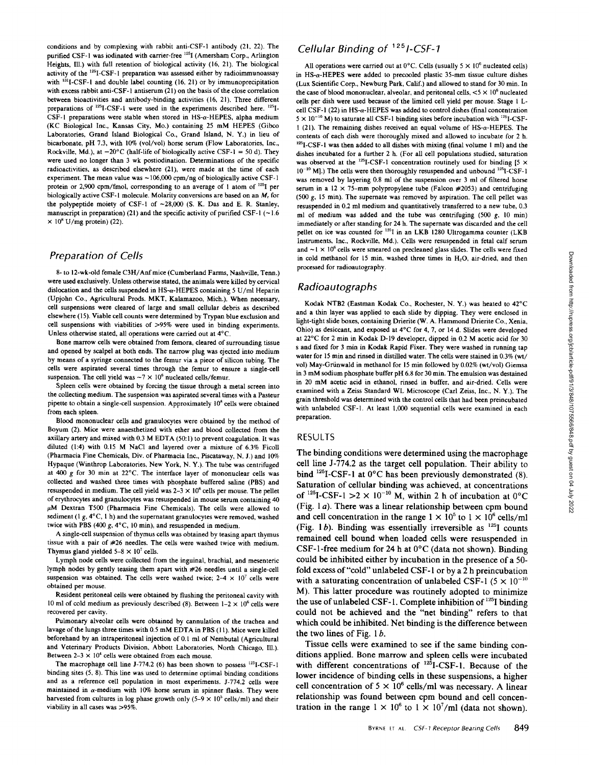conditions and by complexing with rabbit anti-CSF-1 antibody (21, 22). The purified CSF-1 was iodinated with carrier-free $^{125}$I (Amersham Corp., Arlington Heights, Ill.) with full retention of biological activity (16, 21). The biological activity of the $^{125}$I-CSF-1 preparation was assessed either by radioimmunoassay with $^{131}$I-CSF-1 and double label counting (16, 21) or by immunoprecipitation with excess rabbit anti-CSF-1 antiserum (21) on the basis of the close correlation between bioactivities and antibody-binding activities (16, 21). Three different preparations of $^{125}$I-CSF-1 were used in the experiments described here. $^{125}$I-CSF-1 preparations were stable when stored in HS-α-HEPES, alpha medium (KC Biological Inc., Kansas City, Mo.) containing 25 mM HEPES (Gibco Laboratories, Grand Island Biological Co., Grand Island, N. Y.) in lieu of bicarbonate, pH 7.3, with 10% (vol/vol) horse serum (Flow Laboratories, Inc., Rockville, Md.), at −20°C (half-life of biologically active CSF-1 = 50 d). They were used no longer than 3 wk postiodination. Determinations of the specific radioactivities, as described elsewhere (21), were made at the time of each experiment. The mean value was ~106,000 cpm/ng of biologically active CSF-1 protein or 2,900 cpm/fmol, corresponding to an average of 1 atom of $^{125}$I per biologically active CSF-1 molecule. Molarity conversions are based on an $M_r$ for the polypeptide moiety of CSF-1 of ~28,000 (S. K. Das and E. R. Stanley, manuscript in preparation) (21) and the specific activity of purified CSF-1 (~1.6 × 10$^8$ U/mg protein) (22).

## Preparation of Cells

8- to 12-wk-old female C3H/Anf mice (Cumberland Farms, Nashville, Tenn.) were used exclusively. Unless otherwise stated, the animals were killed by cervical dislocation and the cells suspended in HS-α-HEPES containing 5 U/ml Heparin (Upjohn Co., Agricultural Prods. MKT, Kalamazoo, Mich.). When necessary, cell suspensions were cleared of large and small cellular debris as described elsewhere (15). Viable cell counts were determined by Trypan blue exclusion and cell suspensions with viabilities of >95% were used in binding experiments. Unless otherwise stated, all operations were carried out at 4°C.

Bone marrow cells were obtained from femora, cleared of surrounding tissue and opened by scalpel at both ends. The narrow plug was ejected into medium by means of a syringe connected to the femur via a piece of silicon tubing. The cells were aspirated several times through the femur to ensure a single-cell suspension. The cell yield was ~7 × 10$^6$ nucleated cells/femur.

Spleen cells were obtained by forcing the tissue through a metal screen into the collecting medium. The suspension was aspirated several times with a Pasteur pipette to obtain a single-cell suspension. Approximately 10$^8$ cells were obtained from each spleen.

Blood mononuclear cells and granulocytes were obtained by the method of Boyum (2). Mice were anaesthetized with ether and blood collected from the axillary artery and mixed with 0.3 M EDTA (50:1) to prevent coagulation. It was diluted (1:4) with 0.15 M NaCl and layered over a mixture of 6.3% Ficoll (Pharmacia Fine Chemicals, Div. of Pharmacia Inc., Piscataway, N. J.) and 10% Hypaque (Winthrop Laboratories, New York, N. Y.). The tube was centrifuged at 400 *g* for 30 min at 22°C. The interface layer of mononuclear cells was collected and washed three times with phosphate buffered saline (PBS) and resuspended in medium. The cell yield was 2–3 × 10$^6$ cells per mouse. The pellet of erythrocytes and granulocytes was resuspended in mouse serum containing 40 μM Dextran T500 (Pharmacia Fine Chemicals). The cells were allowed to sediment (1 *g*, 4°C, 1 h) and the supernatant granulocytes were removed, washed twice with PBS (400 *g*, 4°C, 10 min), and resuspended in medium.

A single-cell suspension of thymus cells was obtained by teasing apart thymus tissue with a pair of #26 needles. The cells were washed twice with medium. Thymus gland yielded 5–8 × 10$^7$ cells.

Lymph node cells were collected from the inguinal, brachial, and mesenteric lymph nodes by gently teasing them apart with #26 needles until a single-cell suspension was obtained. The cells were washed twice; 2–4 × 10$^7$ cells were obtained per mouse.

Resident peritoneal cells were obtained by flushing the peritoneal cavity with 10 ml of cold medium as previously described (8). Between 1–2 × 10$^6$ cells were recovered per cavity.

Pulmonary alveolar cells were obtained by cannulation of the trachea and lavage of the lungs three times with 0.5 mM EDTA in PBS (11). Mice were killed beforehand by an intraperitoneal injection of 0.1 ml of Nembutal (Agricultural and Veterinary Products Division, Abbott Laboratories, North Chicago, Ill.). Between 2–3 × 10$^4$ cells were obtained from each mouse.

The macrophage cell line J-774.2 (6) has been shown to possess $^{125}$I-CSF-1 binding sites (5, 8). This line was used to determine optimal binding conditions and as a reference cell population in most experiments. J-774.2 cells were maintained in α-medium with 10% horse serum in spinner flasks. They were harvested from cultures in log phase growth only (5–9 × 10$^5$ cells/ml) and their viability in all cases was >95%.

## Cellular Binding of $^{125}$I-CSF-1

All operations were carried out at 0°C. Cells (usually 5 × 10$^6$ nucleated cells) in HS-α-HEPES were added to precooled plastic 35-mm tissue culture dishes (Lux Scientific Corp., Newburg Park, Calif.) and allowed to stand for 30 min. In the case of blood mononuclear, alveolar, and peritoneal cells, <5 × 10$^6$ nucleated cells per dish were used because of the limited cell yield per mouse. Stage 1 L-cell CSF-1 (22) in HS-α-HEPES was added to control dishes (final concentration 5 × 10$^{-10}$ M) to saturate all CSF-1 binding sites before incubation with $^{125}$I-CSF-1 (21). The remaining dishes received an equal volume of HS-α-HEPES. The contents of each dish were thoroughly mixed and allowed to incubate for 2 h. $^{125}$I-CSF-1 was then added to all dishes with mixing (final volume 1 ml) and the dishes incubated for a further 2 h. (For all cell populations studied, saturation was observed at the $^{125}$I-CSF-1 concentration routinely used for binding [5 × 10$^{-10}$ M].) The cells were then thoroughly resuspended and unbound $^{125}$I-CSF-1 was removed by layering 0.8 ml of the suspension over 3 ml of filtered horse serum in a 12 × 75-mm polypropylene tube (Falcon #2053) and centrifuging (500 *g*, 15 min). The supernate was removed by aspiration. The cell pellet was resuspended in 0.2 ml medium and quantitatively transferred to a new tube, 0.3 ml of medium was added and the tube was centrifuging (500 *g*, 10 min) immediately or after standing for 24 h. The supernate was discarded and the cell pellet on ice was counted for $^{125}$I in an LKB 1280 Ultrogamma counter (LKB Instruments, Inc., Rockville, Md.). Cells were resuspended in fetal calf serum and ~1 × 10$^6$ cells were smeared on precleaned glass slides. The cells were fixed in cold methanol for 15 min, washed three times in $H_2O$, air-dried, and then processed for radioautography.

## Radioautographs

Kodak NTB2 (Eastman Kodak Co., Rochester, N. Y.) was heated to 42°C and a thin layer was applied to each slide by dipping. They were enclosed in light-tight slide boxes, containing Drierite (W. A. Hammond Drierite Co., Xenia, Ohio) as desiccant, and exposed at 4°C for 4, 7, or 14 d. Slides were developed at 22°C for 2 min in Kodak D-19 developer, dipped in 0.2 M acetic acid for 30 s and fixed for 3 min in Kodak Rapid Fixer. They were washed in running tap water for 15 min and rinsed in distilled water. The cells were stained in 0.3% (wt/vol) May-Grünwald in methanol for 15 min followed by 0.02% (wt/vol) Giemsa in 3 mM sodium phosphate buffer pH 6.8 for 30 min. The emulsion was destained in 20 mM acetic acid in ethanol, rinsed in buffer, and air-dried. Cells were examined with a Zeiss Standard WL Microscope (Carl Zeiss, Inc., N. Y.). The grain threshold was determined with the control cells that had been preincubated with unlabeled CSF-1. At least 1,000 sequential cells were examined in each preparation.

# RESULTS

The binding conditions were determined using the macrophage cell line J-774.2 as the target cell population. Their ability to bind $^{125}$I-CSF-1 at 0°C has been previously demonstrated (8). Saturation of cellular binding was achieved, at concentrations of $^{125}$I-CSF-1 >2 × 10$^{-10}$ M, within 2 h of incubation at 0°C (Fig. 1 *a*). There was a linear relationship between cpm bound and cell concentration in the range 1 × 10$^5$ to 1 × 10$^6$ cells/ml (Fig. 1 *b*). Binding was essentially irreversible as $^{125}$I counts remained cell bound when loaded cells were resuspended in CSF-1-free medium for 24 h at 0°C (data not shown). Binding could be inhibited either by incubation in the presence of a 50-fold excess of "cold" unlabeled CSF-1 or by a 2 h preincubation with a saturating concentration of unlabeled CSF-1 (5 × 10$^{-10}$ M). This latter procedure was routinely adopted to minimize the use of unlabeled CSF-1. Complete inhibition of $^{125}$I binding could not be achieved and the "net binding" refers to that which could be inhibited. Net binding is the difference between the two lines of Fig. 1 *b*.

Tissue cells were examined to see if the same binding conditions applied. Bone marrow and spleen cells were incubated with different concentrations of $^{125}$I-CSF-1. Because of the lower incidence of binding cells in these suspensions, a higher cell concentration of 5 × 10$^6$ cells/ml was necessary. A linear relationship was found between cpm bound and cell concentration in the range 1 × 10$^6$ to 1 × 10$^7$/ml (data not shown).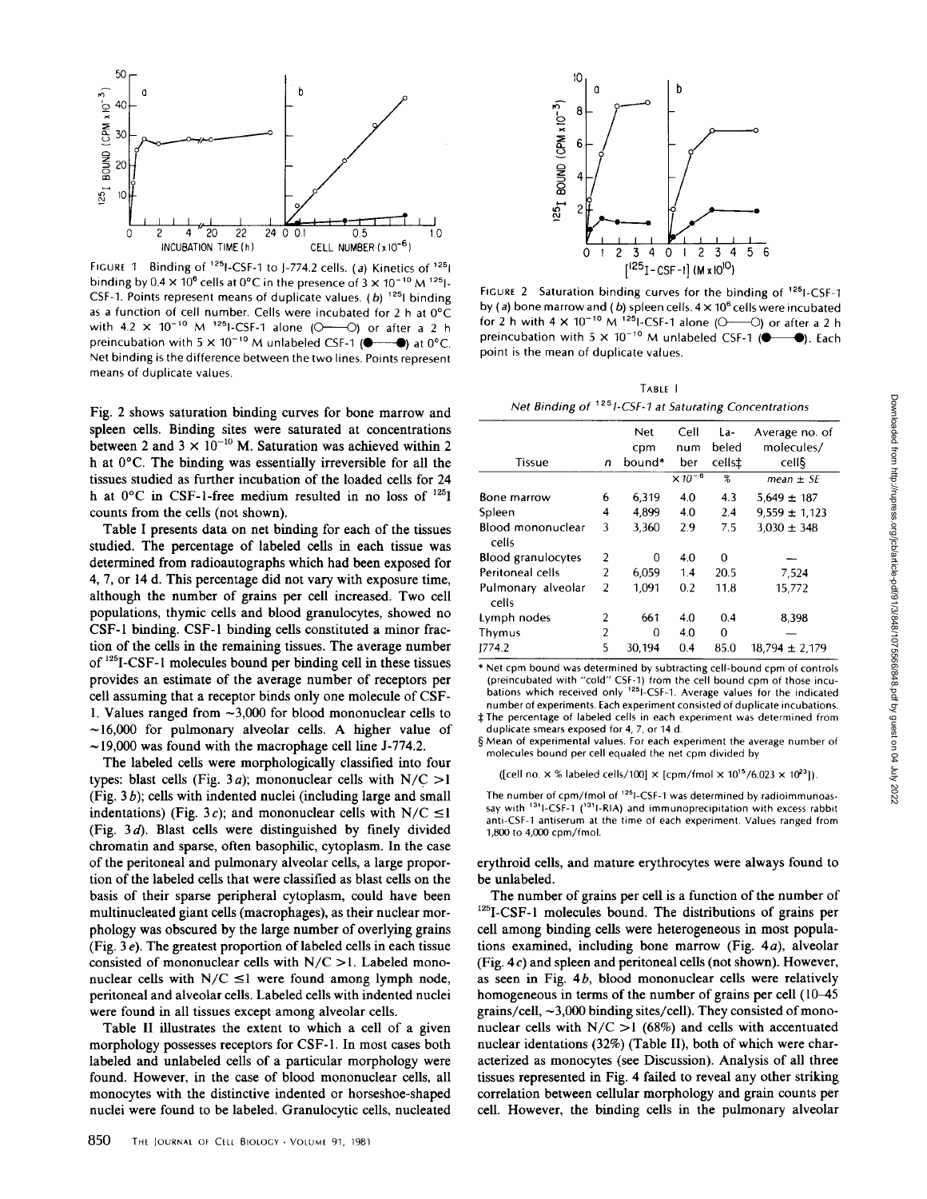FIGURE 1 Binding of $^{125}$I-CSF-1 to J-774.2 cells. (*a*) Kinetics of $^{125}$I binding by $0.4 \times 10^6$ cells at 0°C in the presence of $3 \times 10^{-10}$ M $^{125}$I-CSF-1. Points represent means of duplicate values. (*b*) $^{125}$I binding as a function of cell number. Cells were incubated for 2 h at 0°C with $4.2 \times 10^{-10}$ M $^{125}$I-CSF-1 alone (○—○) or after a 2 h preincubation with $5 \times 10^{-10}$ M unlabeled CSF-1 (●—●) at 0°C. Net binding is the difference between the two lines. Points represent means of duplicate values.

FIGURE 2 Saturation binding curves for the binding of $^{125}$I-CSF-1 by (*a*) bone marrow and (*b*) spleen cells. $4 \times 10^6$ cells were incubated for 2 h with $4 \times 10^{-10}$ M $^{125}$I-CSF-1 alone (○—○) or after a 2 h preincubation with $5 \times 10^{-10}$ M unlabeled CSF-1 (●—●). Each point is the mean of duplicate values.

Fig. 2 shows saturation binding curves for bone marrow and spleen cells. Binding sites were saturated at concentrations between 2 and $3 \times 10^{-10}$ M. Saturation was achieved within 2 h at 0°C. The binding was essentially irreversible for all the tissues studied as further incubation of the loaded cells for 24 h at 0°C in CSF-1-free medium resulted in no loss of $^{125}$I counts from the cells (not shown).

Table I presents data on net binding for each of the tissues studied. The percentage of labeled cells in each tissue was determined from radioautographs which had been exposed for 4, 7, or 14 d. This percentage did not vary with exposure time, although the number of grains per cell increased. Two cell populations, thymic cells and blood granulocytes, showed no CSF-1 binding. CSF-1 binding cells constituted a minor fraction of the cells in the remaining tissues. The average number of $^{125}$I-CSF-1 molecules bound per binding cell in these tissues provides an estimate of the average number of receptors per cell assuming that a receptor binds only one molecule of CSF-1. Values ranged from ~3,000 for blood mononuclear cells to ~16,000 for pulmonary alveolar cells. A higher value of ~19,000 was found with the macrophage cell line J-774.2.

The labeled cells were morphologically classified into four types: blast cells (Fig. 3*a*); mononuclear cells with N/C >1 (Fig. 3*b*); cells with indented nuclei (including large and small indentations) (Fig. 3*c*); and mononuclear cells with N/C ≤1 (Fig. 3*d*). Blast cells were distinguished by finely divided chromatin and sparse, often basophilic, cytoplasm. In the case of the peritoneal and pulmonary alveolar cells, a large proportion of the labeled cells that were classified as blast cells on the basis of their sparse peripheral cytoplasm, could have been multinucleated giant cells (macrophages), as their nuclear morphology was obscured by the large number of overlying grains (Fig. 3*e*). The greatest proportion of labeled cells in each tissue consisted of mononuclear cells with N/C >1. Labeled mononuclear cells with N/C ≤1 were found among lymph node, peritoneal and alveolar cells. Labeled cells with indented nuclei were found in all tissues except among alveolar cells.

Table II illustrates the extent to which a cell of a given morphology possesses receptors for CSF-1. In most cases both labeled and unlabeled cells of a particular morphology were found. However, in the case of blood mononuclear cells, all monocytes with the distinctive indented or horseshoe-shaped nuclei were found to be labeled. Granulocytic cells, nucleated erythroid cells, and mature erythrocytes were always found to be unlabeled.

TABLE I
*Net Binding of $^{125}$I-CSF-1 at Saturating Concentrations*

| Tissue | *n* | Net cpm bound* | Cell number | Labeled cells‡ | Average no. of molecules/cell§ |
|---|---|---|---|---|---|
| | | | $\times 10^{-6}$ | % | *mean ± SE* |
| Bone marrow | 6 | 6,319 | 4.0 | 4.3 | 5,649 ± 187 |
| Spleen | 4 | 4,899 | 4.0 | 2.4 | 9,559 ± 1,123 |
| Blood mononuclear cells | 3 | 3,360 | 2.9 | 7.5 | 3,030 ± 348 |
| Blood granulocytes | 2 | 0 | 4.0 | 0 | — |
| Peritoneal cells | 2 | 6,059 | 1.4 | 20.5 | 7,524 |
| Pulmonary alveolar cells | 2 | 1,091 | 0.2 | 11.8 | 15,772 |
| Lymph nodes | 2 | 661 | 4.0 | 0.4 | 8,398 |
| Thymus | 2 | 0 | 4.0 | 0 | — |
| J774.2 | 5 | 30,194 | 0.4 | 85.0 | 18,794 ± 2,179 |

\* Net cpm bound was determined by subtracting cell-bound cpm of controls (preincubated with "cold" CSF-1) from the cell bound cpm of those incubations which received only $^{125}$I-CSF-1. Average values for the indicated number of experiments. Each experiment consisted of duplicate incubations.

‡ The percentage of labeled cells in each experiment was determined from duplicate smears exposed for 4, 7, or 14 d.

§ Mean of experimental values. For each experiment the average number of molecules bound per cell equaled the net cpm divided by

$$([\text{cell no.} \times \%\ \text{labeled cells}/100] \times [\text{cpm/fmol} \times 10^{15}/6.023 \times 10^{23}]).$$

The number of cpm/fmol of $^{125}$I-CSF-1 was determined by radioimmunoassay with $^{131}$I-CSF-1 ($^{131}$I-RIA) and immunoprecipitation with excess rabbit anti-CSF-1 antiserum at the time of each experiment. Values ranged from 1,800 to 4,000 cpm/fmol.

The number of grains per cell is a function of the number of $^{125}$I-CSF-1 molecules bound. The distributions of grains per cell among binding cells were heterogeneous in most populations examined, including bone marrow (Fig. 4*a*), alveolar (Fig. 4*c*) and spleen and peritoneal cells (not shown). However, as seen in Fig. 4*b*, blood mononuclear cells were relatively homogeneous in terms of the number of grains per cell (10–45 grains/cell, ~3,000 binding sites/cell). They consisted of mononuclear cells with N/C >1 (68%) and cells with accentuated nuclear identations (32%) (Table II), both of which were characterized as monocytes (see Discussion). Analysis of all three tissues represented in Fig. 4 failed to reveal any other striking correlation between cellular morphology and grain counts per cell. However, the binding cells in the pulmonary alveolar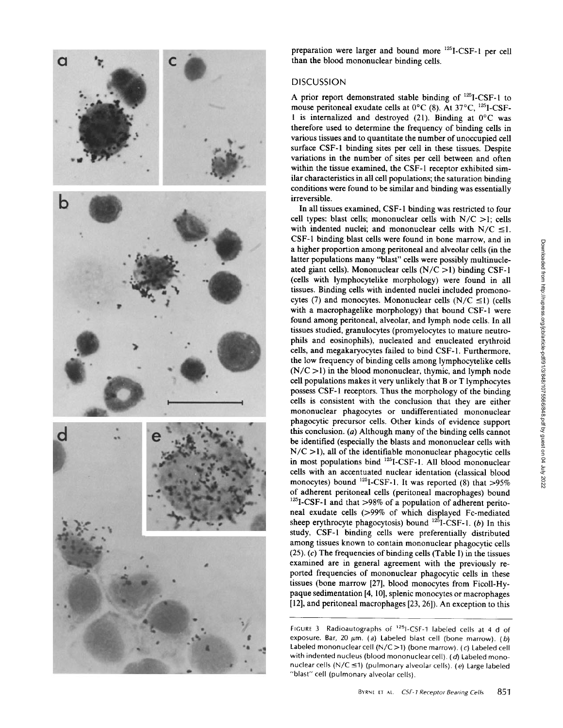preparation were larger and bound more $^{125}$I-CSF-1 per cell than the blood mononuclear binding cells.

## DISCUSSION

A prior report demonstrated stable binding of $^{125}$I-CSF-1 to mouse peritoneal exudate cells at 0°C (8). At 37°C, $^{125}$I-CSF-1 is internalized and destroyed (21). Binding at 0°C was therefore used to determine the frequency of binding cells in various tissues and to quantitate the number of unoccupied cell surface CSF-1 binding sites per cell in these tissues. Despite variations in the number of sites per cell between and often within the tissue examined, the CSF-1 receptor exhibited similar characteristics in all cell populations; the saturation binding conditions were found to be similar and binding was essentially irreversible.

In all tissues examined, CSF-1 binding was restricted to four cell types: blast cells; mononuclear cells with N/C >1; cells with indented nuclei; and mononuclear cells with N/C ≤1. CSF-1 binding blast cells were found in bone marrow, and in a higher proportion among peritoneal and alveolar cells (in the latter populations many "blast" cells were possibly multinucleated giant cells). Mononuclear cells (N/C >1) binding CSF-1 (cells with lymphocytelike morphology) were found in all tissues. Binding cells with indented nuclei included promonocytes (7) and monocytes. Mononuclear cells (N/C ≤1) (cells with a macrophagelike morphology) that bound CSF-1 were found among peritoneal, alveolar, and lymph node cells. In all tissues studied, granulocytes (promyelocytes to mature neutrophils and eosinophils), nucleated and enucleated erythroid cells, and megakaryocytes failed to bind CSF-1. Furthermore, the low frequency of binding cells among lymphocytelike cells (N/C >1) in the blood mononuclear, thymic, and lymph node cell populations makes it very unlikely that B or T lymphocytes possess CSF-1 receptors. Thus the morphology of the binding cells is consistent with the conclusion that they are either mononuclear phagocytes or undifferentiated mononuclear phagocytic precursor cells. Other kinds of evidence support this conclusion. (*a*) Although many of the binding cells cannot be identified (especially the blasts and mononuclear cells with N/C >1), all of the identifiable mononuclear phagocytic cells in most populations bind $^{125}$I-CSF-1. All blood mononuclear cells with an accentuated nuclear identation (classical blood monocytes) bound $^{125}$I-CSF-1. It was reported (8) that >95% of adherent peritoneal cells (peritoneal macrophages) bound $^{125}$I-CSF-1 and that >98% of a population of adherent peritoneal exudate cells (>99% of which displayed Fc-mediated sheep erythrocyte phagocytosis) bound $^{125}$I-CSF-1. (*b*) In this study, CSF-1 binding cells were preferentially distributed among tissues known to contain mononuclear phagocytic cells (25). (*c*) The frequencies of binding cells (Table I) in the tissues examined are in general agreement with the previously reported frequencies of mononuclear phagocytic cells in these tissues (bone marrow [27], blood monocytes from Ficoll-Hypaque sedimentation [4, 10], splenic monocytes or macrophages [12], and peritoneal macrophages [23, 26]). An exception to this

FIGURE 3 Radioautographs of $^{125}$I-CSF-1 labeled cells at 4 d of exposure. Bar, 20 μm. (*a*) Labeled blast cell (bone marrow). (*b*) Labeled mononuclear cell (N/C >1) (bone marrow). (*c*) Labeled cell with indented nucleus (blood mononuclear cell). (*d*) Labeled mononuclear cells (N/C ≤1) (pulmonary alveolar cells). (*e*) Large labeled "blast" cell (pulmonary alveolar cells).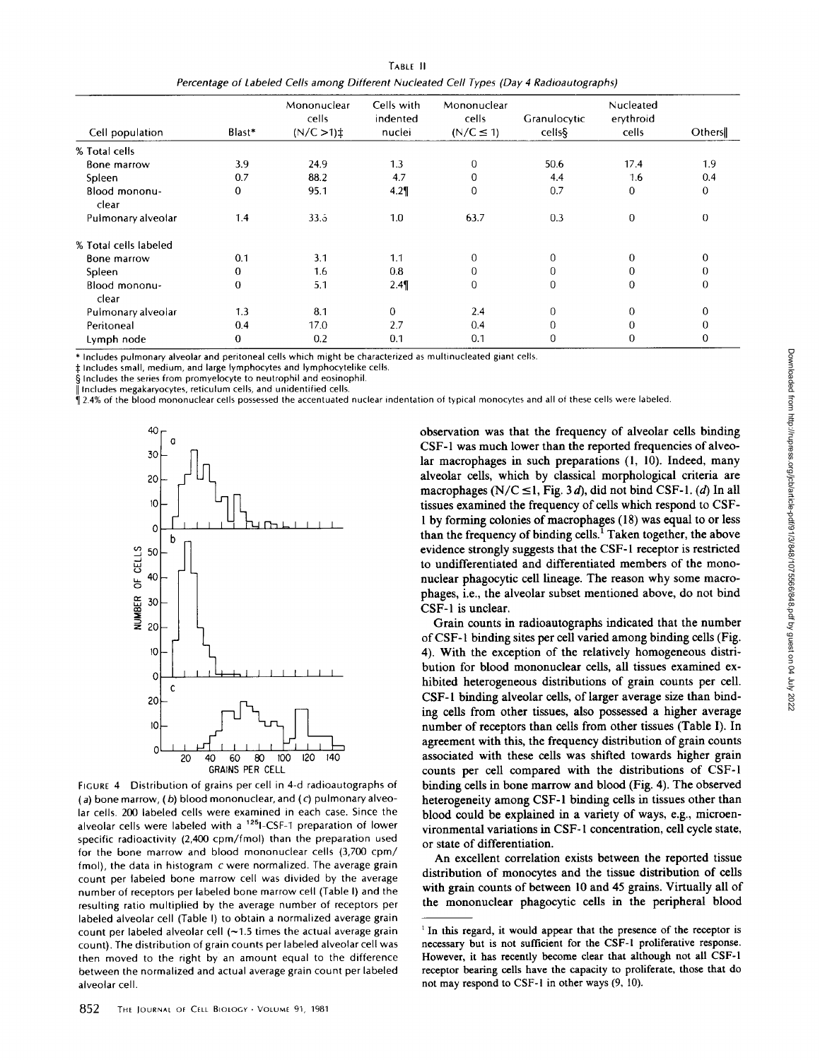TABLE II

*Percentage of Labeled Cells among Different Nucleated Cell Types (Day 4 Radioautographs)*

| Cell population | Blast* | Mononuclear cells (N/C >1)‡ | Cells with indented nuclei | Mononuclear cells (N/C ≤ 1) | Granulocytic cells§ | Nucleated erythroid cells | Others‖ |
|---|---|---|---|---|---|---|---|
| % Total cells | | | | | | | |
| Bone marrow | 3.9 | 24.9 | 1.3 | 0 | 50.6 | 17.4 | 1.9 |
| Spleen | 0.7 | 88.2 | 4.7 | 0 | 4.4 | 1.6 | 0.4 |
| Blood mononuclear | 0 | 95.1 | 4.2¶ | 0 | 0.7 | 0 | 0 |
| Pulmonary alveolar | 1.4 | 33.6 | 1.0 | 63.7 | 0.3 | 0 | 0 |
| % Total cells labeled | | | | | | | |
| Bone marrow | 0.1 | 3.1 | 1.1 | 0 | 0 | 0 | 0 |
| Spleen | 0 | 1.6 | 0.8 | 0 | 0 | 0 | 0 |
| Blood mononuclear | 0 | 5.1 | 2.4¶ | 0 | 0 | 0 | 0 |
| Pulmonary alveolar | 1.3 | 8.1 | 0 | 2.4 | 0 | 0 | 0 |
| Peritoneal | 0.4 | 17.0 | 2.7 | 0.4 | 0 | 0 | 0 |
| Lymph node | 0 | 0.2 | 0.1 | 0.1 | 0 | 0 | 0 |

\* Includes pulmonary alveolar and peritoneal cells which might be characterized as multinucleated giant cells.

‡ Includes small, medium, and large lymphocytes and lymphocytelike cells.

§ Includes the series from promyelocyte to neutrophil and eosinophil.

‖ Includes megakaryocytes, reticulum cells, and unidentified cells.

¶ 2.4% of the blood mononuclear cells possessed the accentuated nuclear indentation of typical monocytes and all of these cells were labeled.

FIGURE 4 Distribution of grains per cell in 4-d radioautographs of (*a*) bone marrow, (*b*) blood mononuclear, and (*c*) pulmonary alveolar cells. 200 labeled cells were examined in each case. Since the alveolar cells were labeled with a $^{125}$I-CSF-1 preparation of lower specific radioactivity (2,400 cpm/fmol) than the preparation used for the bone marrow and blood mononuclear cells (3,700 cpm/fmol), the data in histogram *c* were normalized. The average grain count per labeled bone marrow cell was divided by the average number of receptors per labeled bone marrow cell (Table I) and the resulting ratio multiplied by the average number of receptors per labeled alveolar cell (Table I) to obtain a normalized average grain count per labeled alveolar cell (~1.5 times the actual average grain count). The distribution of grain counts per labeled alveolar cell was then moved to the right by an amount equal to the difference between the normalized and actual average grain count per labeled alveolar cell.

observation was that the frequency of alveolar cells binding CSF-1 was much lower than the reported frequencies of alveolar macrophages in such preparations (1, 10). Indeed, many alveolar cells, which by classical morphological criteria are macrophages (N/C ≤1, Fig. 3 *d*), did not bind CSF-1. (*d*) In all tissues examined the frequency of cells which respond to CSF-1 by forming colonies of macrophages (18) was equal to or less than the frequency of binding cells.[1] Taken together, the above evidence strongly suggests that the CSF-1 receptor is restricted to undifferentiated and differentiated members of the mononuclear phagocytic cell lineage. The reason why some macrophages, i.e., the alveolar subset mentioned above, do not bind CSF-1 is unclear.

Grain counts in radioautographs indicated that the number of CSF-1 binding sites per cell varied among binding cells (Fig. 4). With the exception of the relatively homogeneous distribution for blood mononuclear cells, all tissues examined exhibited heterogeneous distributions of grain counts per cell. CSF-1 binding alveolar cells, of larger average size than binding cells from other tissues, also possessed a higher average number of receptors than cells from other tissues (Table I). In agreement with this, the frequency distribution of grain counts associated with these cells was shifted towards higher grain counts per cell compared with the distributions of CSF-1 binding cells in bone marrow and blood (Fig. 4). The observed heterogeneity among CSF-1 binding cells in tissues other than blood could be explained in a variety of ways, e.g., microenvironmental variations in CSF-1 concentration, cell cycle state, or state of differentiation.

An excellent correlation exists between the reported tissue distribution of monocytes and the tissue distribution of cells with grain counts of between 10 and 45 grains. Virtually all of the mononuclear phagocytic cells in the peripheral blood

[1] In this regard, it would appear that the presence of the receptor is necessary but is not sufficient for the CSF-1 proliferative response. However, it has recently become clear that although not all CSF-1 receptor bearing cells have the capacity to proliferate, those that do not may respond to CSF-1 in other ways (9, 10).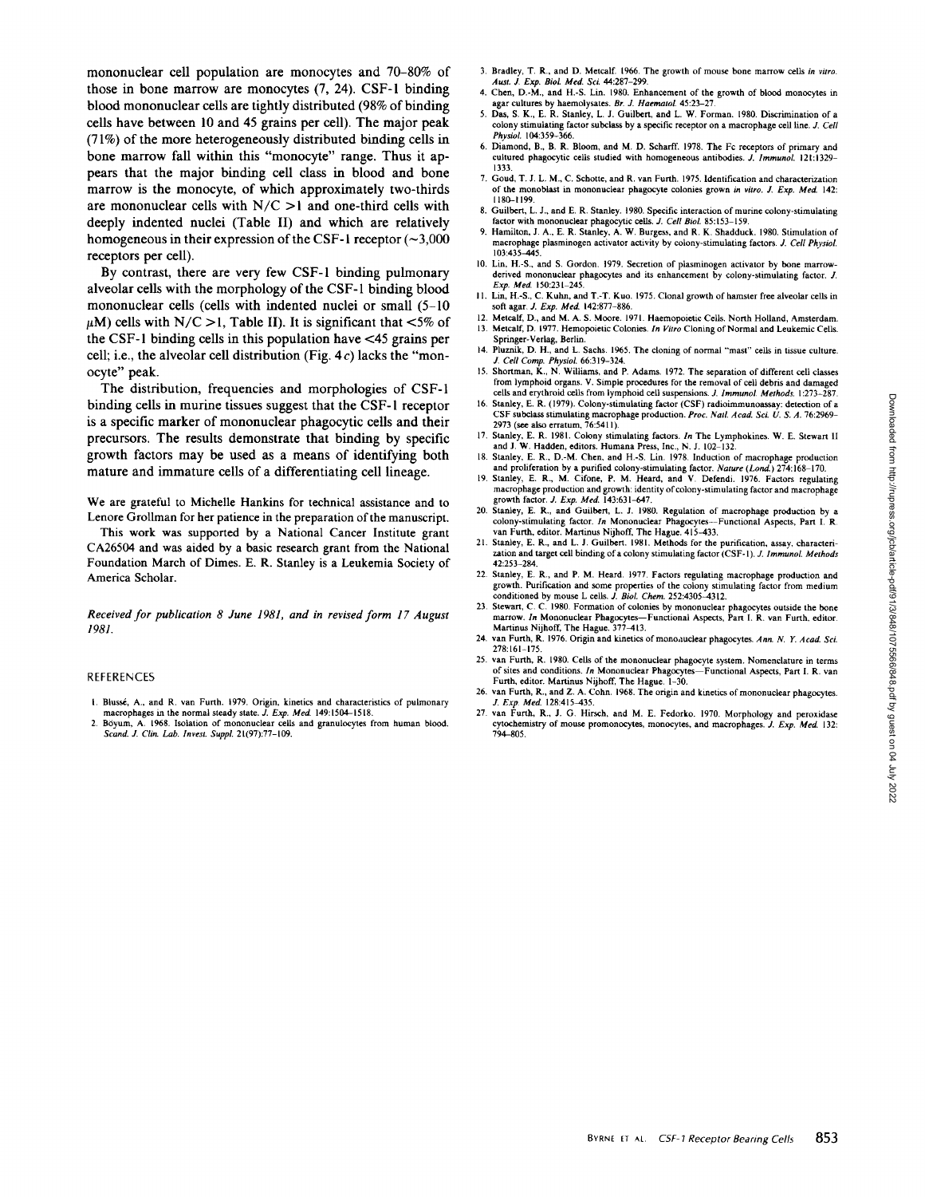mononuclear cell population are monocytes and 70–80% of those in bone marrow are monocytes (7, 24). CSF-1 binding blood mononuclear cells are tightly distributed (98% of binding cells have between 10 and 45 grains per cell). The major peak (71%) of the more heterogeneously distributed binding cells in bone marrow fall within this "monocyte" range. Thus it appears that the major binding cell class in blood and bone marrow is the monocyte, of which approximately two-thirds are mononuclear cells with N/C >1 and one-third cells with deeply indented nuclei (Table II) and which are relatively homogeneous in their expression of the CSF-1 receptor (~3,000 receptors per cell).

By contrast, there are very few CSF-1 binding pulmonary alveolar cells with the morphology of the CSF-1 binding blood mononuclear cells (cells with indented nuclei or small (5–10 μM) cells with N/C >1, Table II). It is significant that <5% of the CSF-1 binding cells in this population have <45 grains per cell; i.e., the alveolar cell distribution (Fig. 4*c*) lacks the "monocyte" peak.

The distribution, frequencies and morphologies of CSF-1 binding cells in murine tissues suggest that the CSF-1 receptor is a specific marker of mononuclear phagocytic cells and their precursors. The results demonstrate that binding by specific growth factors may be used as a means of identifying both mature and immature cells of a differentiating cell lineage.

We are grateful to Michelle Hankins for technical assistance and to Lenore Grollman for her patience in the preparation of the manuscript.

This work was supported by a National Cancer Institute grant CA26504 and was aided by a basic research grant from the National Foundation March of Dimes. E. R. Stanley is a Leukemia Society of America Scholar.

*Received for publication 8 June 1981, and in revised form 17 August 1981.*

## REFERENCES

1. Blussé, A., and R. van Furth. 1979. Origin, kinetics and characteristics of pulmonary macrophages in the normal steady state. *J. Exp. Med.* 149:1504–1518.
2. Böyum, A. 1968. Isolation of mononuclear cells and granulocytes from human blood. *Scand. J. Clin. Lab. Invest. Suppl.* 21(97):77–109.
3. Bradley, T. R., and D. Metcalf. 1966. The growth of mouse bone marrow cells *in vitro*. *Aust. J. Exp. Biol. Med. Sci.* 44:287–299.
4. Chen, D.-M., and H.-S. Lin. 1980. Enhancement of the growth of blood monocytes in agar cultures by haemolysates. *Br. J. Haematol.* 45:23–27.
5. Das, S. K., E. R. Stanley, L. J. Guilbert, and L. W. Forman. 1980. Discrimination of a colony stimulating factor subclass by a specific receptor on a macrophage cell line. *J. Cell Physiol.* 104:359–366.
6. Diamond, B., B. R. Bloom, and M. D. Scharff. 1978. The Fc receptors of primary and cultured phagocytic cells studied with homogeneous antibodies. *J. Immunol.* 121:1329–1333.
7. Goud, T. J. L. M., C. Schotte, and R. van Furth. 1975. Identification and characterization of the monoblast in mononuclear phagocyte colonies grown *in vitro*. *J. Exp. Med.* 142: 1180–1199.
8. Guilbert, L. J., and E. R. Stanley. 1980. Specific interaction of murine colony-stimulating factor with mononuclear phagocytic cells. *J. Cell Biol.* 85:153–159.
9. Hamilton, J. A., E. R. Stanley, A. W. Burgess, and R. K. Shadduck. 1980. Stimulation of macrophage plasminogen activator activity by colony-stimulating factors. *J. Cell Physiol.* 103:435–445.
10. Lin, H.-S., and S. Gordon. 1979. Secretion of plasminogen activator by bone marrow-derived mononuclear phagocytes and its enhancement by colony-stimulating factor. *J. Exp. Med.* 150:231–245.
11. Lin, H.-S., C. Kuhn, and T.-T. Kuo. 1975. Clonal growth of hamster free alveolar cells in soft agar. *J. Exp. Med.* 142:877–886.
12. Metcalf, D., and M. A. S. Moore. 1971. Haemopoietic Cells. North Holland, Amsterdam.
13. Metcalf, D. 1977. Hemopoietic Colonies. *In Vitro* Cloning of Normal and Leukemic Cells. Springer-Verlag, Berlin.
14. Pluznik, D. H., and L. Sachs. 1965. The cloning of normal "mast" cells in tissue culture. *J. Cell Comp. Physiol.* 66:319–324.
15. Shortman, K., N. Williams, and P. Adams. 1972. The separation of different cell classes from lymphoid organs. V. Simple procedures for the removal of cell debris and damaged cells and erythroid cells from lymphoid cell suspensions. *J. Immunol. Methods.* 1:273–287.
16. Stanley, E. R. (1979). Colony-stimulating factor (CSF) radioimmunoassay: detection of a CSF subclass stimulating macrophage production. *Proc. Natl. Acad. Sci. U. S. A.* 76:2969–2973 (see also erratum, 76:5411).
17. Stanley, E. R. 1981. Colony stimulating factors. *In* The Lymphokines. W. E. Stewart II and J. W. Hadden, editors. Humana Press, Inc., N. J. 102–132.
18. Stanley, E. R., D.-M. Chen, and H.-S. Lin. 1978. Induction of macrophage production and proliferation by a purified colony-stimulating factor. *Nature (Lond.)* 274:168–170.
19. Stanley, E. R., M. Cifone, P. M. Heard, and V. Defendi. 1976. Factors regulating macrophage production and growth: identity of colony-stimulating factor and macrophage growth factor. *J. Exp. Med.* 143:631–647.
20. Stanley, E. R., and Guilbert, L. J. 1980. Regulation of macrophage production by a colony-stimulating factor. *In* Mononuclear Phagocytes—Functional Aspects, Part I. R. van Furth, editor. Martinus Nijhoff, The Hague. 415–433.
21. Stanley, E. R., and L. J. Guilbert. 1981. Methods for the purification, assay, characterization and target cell binding of a colony stimulating factor (CSF-1). *J. Immunol. Methods* 42:253–284.
22. Stanley, E. R., and P. M. Heard. 1977. Factors regulating macrophage production and growth. Purification and some properties of the colony stimulating factor from medium conditioned by mouse L cells. *J. Biol. Chem.* 252:4305–4312.
23. Stewart, C. C. 1980. Formation of colonies by mononuclear phagocytes outside the bone marrow. *In* Mononuclear Phagocytes—Functional Aspects, Part I. R. van Furth, editor. Martinus Nijhoff, The Hague. 377–413.
24. van Furth, R. 1976. Origin and kinetics of mononuclear phagocytes. *Ann. N. Y. Acad. Sci.* 278:161–175.
25. van Furth, R. 1980. Cells of the mononuclear phagocyte system. Nomenclature in terms of sites and conditions. *In* Mononuclear Phagocytes—Functional Aspects, Part I. R. van Furth, editor. Martinus Nijhoff, The Hague. 1–30.
26. van Furth, R., and Z. A. Cohn. 1968. The origin and kinetics of mononuclear phagocytes. *J. Exp. Med.* 128:415–435.
27. van Furth, R., J. G. Hirsch, and M. E. Fedorko. 1970. Morphology and peroxidase cytochemistry of mouse promonocytes, monocytes, and macrophages. *J. Exp. Med.* 132: 794–805.